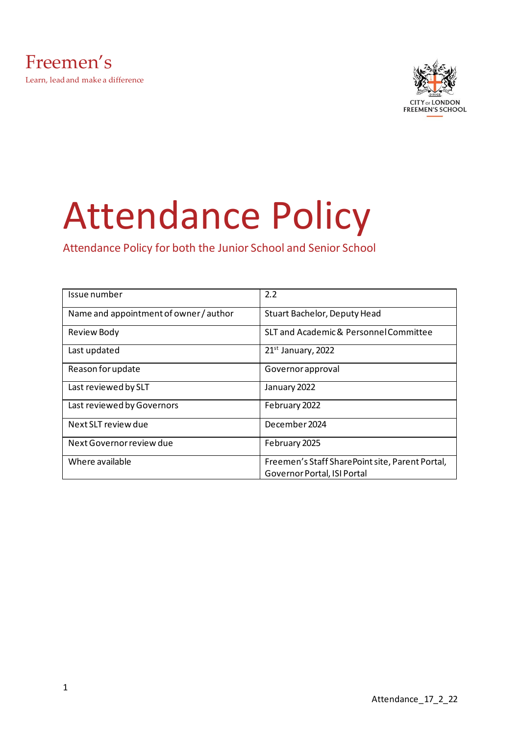Freemen's

Learn, lead and make a difference

CITY OF LONDON FREEMEN'S SCHOOL

# Attendance Policy

Attendance Policy for both the Junior School and Senior School

| Issue number | 2.2 |
|---|---|
| Name and appointment of owner / author | Stuart Bachelor, Deputy Head |
| Review Body | SLT and Academic & Personnel Committee |
| Last updated | 21st January, 2022 |
| Reason for update | Governor approval |
| Last reviewed by SLT | January 2022 |
| Last reviewed by Governors | February 2022 |
| Next SLT review due | December 2024 |
| Next Governor review due | February 2025 |
| Where available | Freemen's Staff SharePoint site, Parent Portal, Governor Portal, ISI Portal |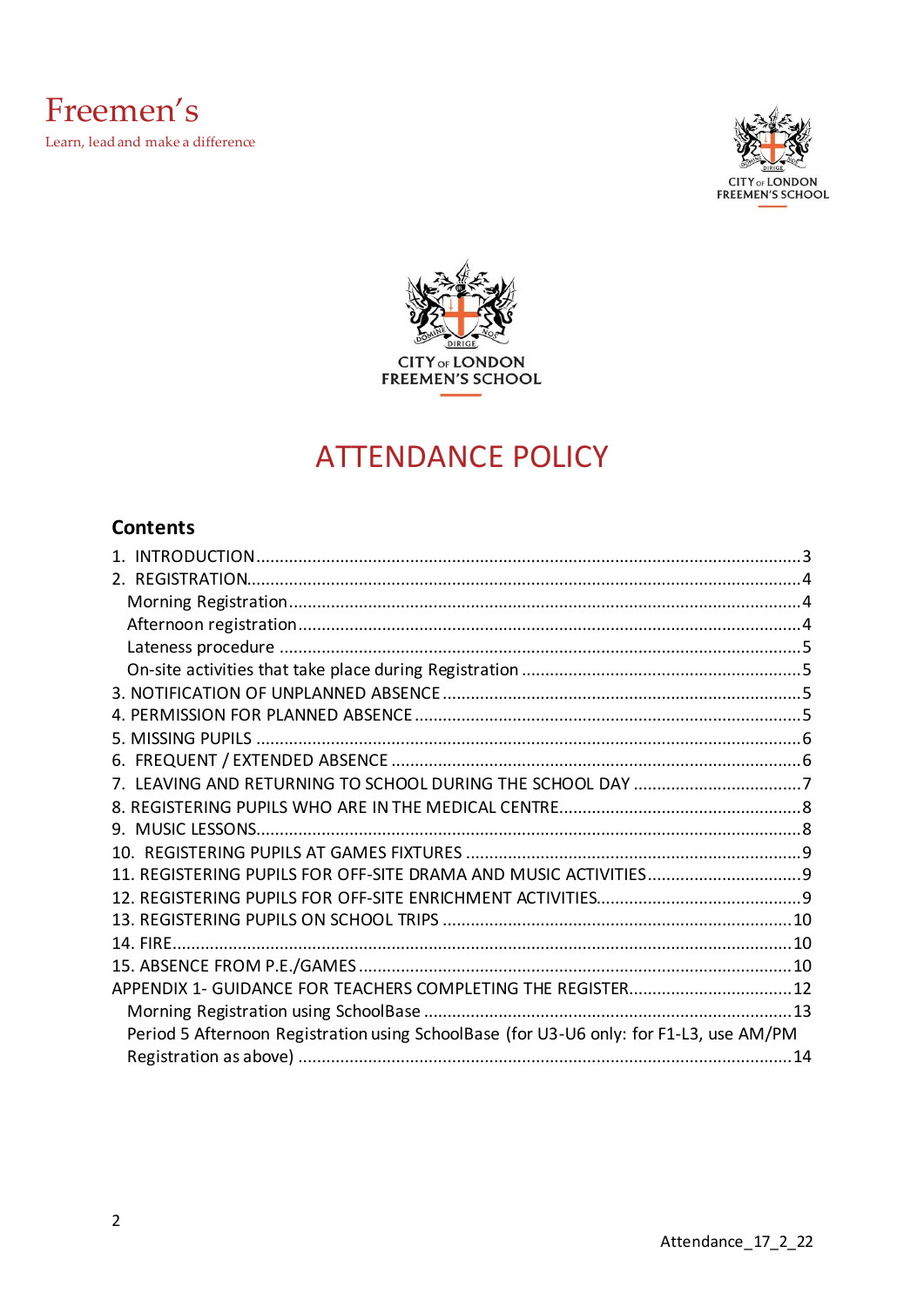Freemen's

Learn, lead and make a difference

CITY OF LONDON
FREEMEN'S SCHOOL

# ATTENDANCE POLICY

## Contents

1. INTRODUCTION ..... 3
2. REGISTRATION ..... 4
   - Morning Registration ..... 4
   - Afternoon registration ..... 4
   - Lateness procedure ..... 5
   - On-site activities that take place during Registration ..... 5
3. NOTIFICATION OF UNPLANNED ABSENCE ..... 5
4. PERMISSION FOR PLANNED ABSENCE ..... 5
5. MISSING PUPILS ..... 6
6. FREQUENT / EXTENDED ABSENCE ..... 6
7. LEAVING AND RETURNING TO SCHOOL DURING THE SCHOOL DAY ..... 7
8. REGISTERING PUPILS WHO ARE IN THE MEDICAL CENTRE ..... 8
9. MUSIC LESSONS ..... 8
10. REGISTERING PUPILS AT GAMES FIXTURES ..... 9
11. REGISTERING PUPILS FOR OFF-SITE DRAMA AND MUSIC ACTIVITIES ..... 9
12. REGISTERING PUPILS FOR OFF-SITE ENRICHMENT ACTIVITIES ..... 9
13. REGISTERING PUPILS ON SCHOOL TRIPS ..... 10
14. FIRE ..... 10
15. ABSENCE FROM P.E./GAMES ..... 10

APPENDIX 1- GUIDANCE FOR TEACHERS COMPLETING THE REGISTER ..... 12
   - Morning Registration using SchoolBase ..... 13
   - Period 5 Afternoon Registration using SchoolBase (for U3-U6 only: for F1-L3, use AM/PM Registration as above) ..... 14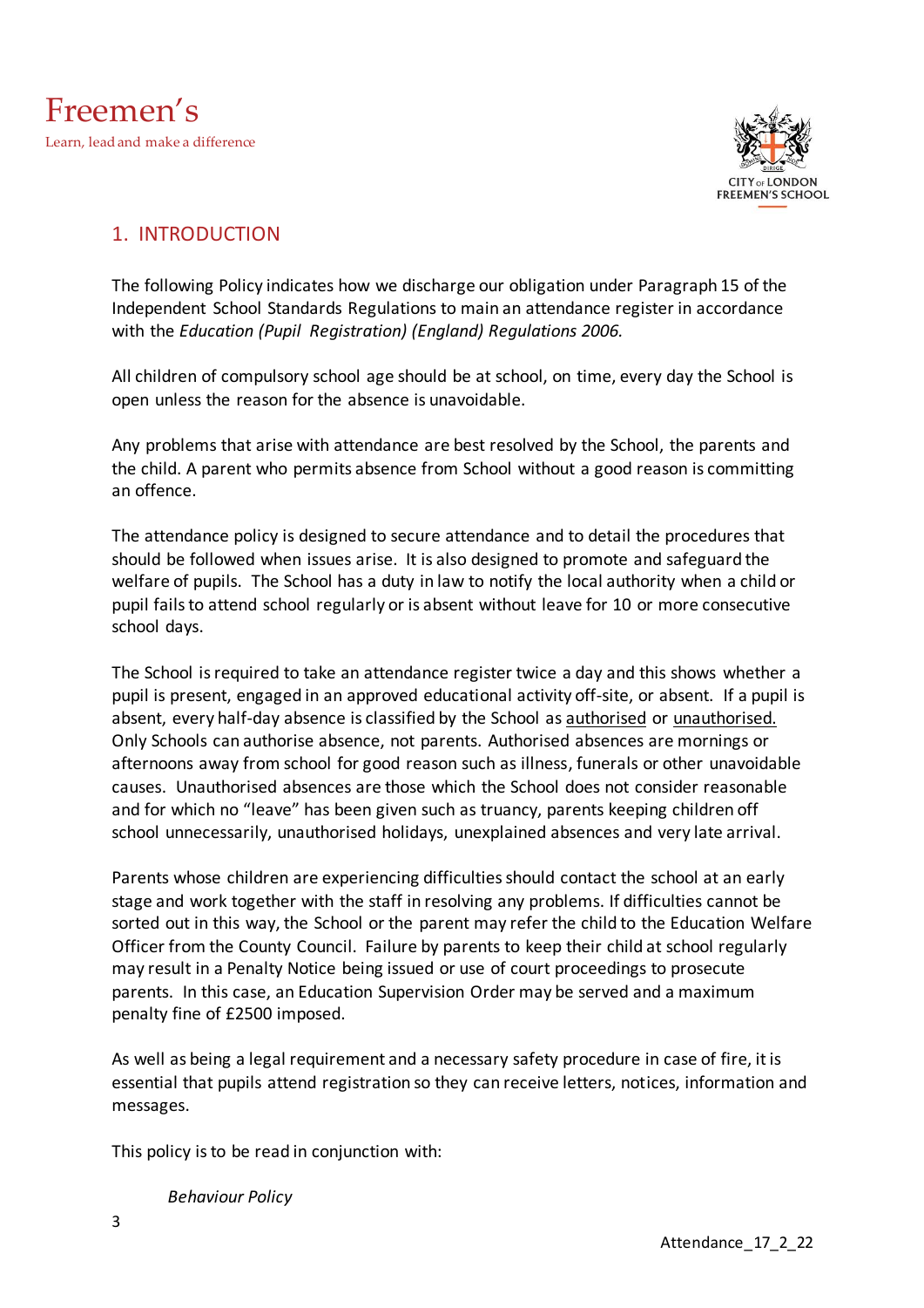## 1. INTRODUCTION

The following Policy indicates how we discharge our obligation under Paragraph 15 of the Independent School Standards Regulations to main an attendance register in accordance with the *Education (Pupil Registration) (England) Regulations 2006.*

All children of compulsory school age should be at school, on time, every day the School is open unless the reason for the absence is unavoidable.

Any problems that arise with attendance are best resolved by the School, the parents and the child. A parent who permits absence from School without a good reason is committing an offence.

The attendance policy is designed to secure attendance and to detail the procedures that should be followed when issues arise. It is also designed to promote and safeguard the welfare of pupils. The School has a duty in law to notify the local authority when a child or pupil fails to attend school regularly or is absent without leave for 10 or more consecutive school days.

The School is required to take an attendance register twice a day and this shows whether a pupil is present, engaged in an approved educational activity off-site, or absent. If a pupil is absent, every half-day absence is classified by the School as <u>authorised</u> or <u>unauthorised.</u> Only Schools can authorise absence, not parents. Authorised absences are mornings or afternoons away from school for good reason such as illness, funerals or other unavoidable causes. Unauthorised absences are those which the School does not consider reasonable and for which no "leave" has been given such as truancy, parents keeping children off school unnecessarily, unauthorised holidays, unexplained absences and very late arrival.

Parents whose children are experiencing difficulties should contact the school at an early stage and work together with the staff in resolving any problems. If difficulties cannot be sorted out in this way, the School or the parent may refer the child to the Education Welfare Officer from the County Council. Failure by parents to keep their child at school regularly may result in a Penalty Notice being issued or use of court proceedings to prosecute parents. In this case, an Education Supervision Order may be served and a maximum penalty fine of £2500 imposed.

As well as being a legal requirement and a necessary safety procedure in case of fire, it is essential that pupils attend registration so they can receive letters, notices, information and messages.

This policy is to be read in conjunction with:

*Behaviour Policy*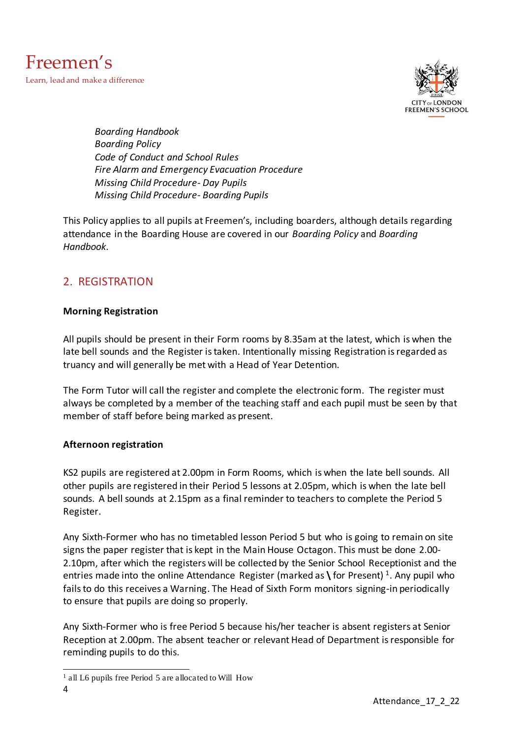*Boarding Handbook*
*Boarding Policy*
*Code of Conduct and School Rules*
*Fire Alarm and Emergency Evacuation Procedure*
*Missing Child Procedure- Day Pupils*
*Missing Child Procedure- Boarding Pupils*

This Policy applies to all pupils at Freemen's, including boarders, although details regarding attendance in the Boarding House are covered in our *Boarding Policy* and *Boarding Handbook*.

## 2. REGISTRATION

**Morning Registration**

All pupils should be present in their Form rooms by 8.35am at the latest, which is when the late bell sounds and the Register is taken. Intentionally missing Registration is regarded as truancy and will generally be met with a Head of Year Detention.

The Form Tutor will call the register and complete the electronic form. The register must always be completed by a member of the teaching staff and each pupil must be seen by that member of staff before being marked as present.

**Afternoon registration**

KS2 pupils are registered at 2.00pm in Form Rooms, which is when the late bell sounds. All other pupils are registered in their Period 5 lessons at 2.05pm, which is when the late bell sounds. A bell sounds at 2.15pm as a final reminder to teachers to complete the Period 5 Register.

Any Sixth-Former who has no timetabled lesson Period 5 but who is going to remain on site signs the paper register that is kept in the Main House Octagon. This must be done 2.00-2.10pm, after which the registers will be collected by the Senior School Receptionist and the entries made into the online Attendance Register (marked as **\\** for Present) [1]. Any pupil who fails to do this receives a Warning. The Head of Sixth Form monitors signing-in periodically to ensure that pupils are doing so properly.

Any Sixth-Former who is free Period 5 because his/her teacher is absent registers at Senior Reception at 2.00pm. The absent teacher or relevant Head of Department is responsible for reminding pupils to do this.

[1] all L6 pupils free Period 5 are allocated to Will How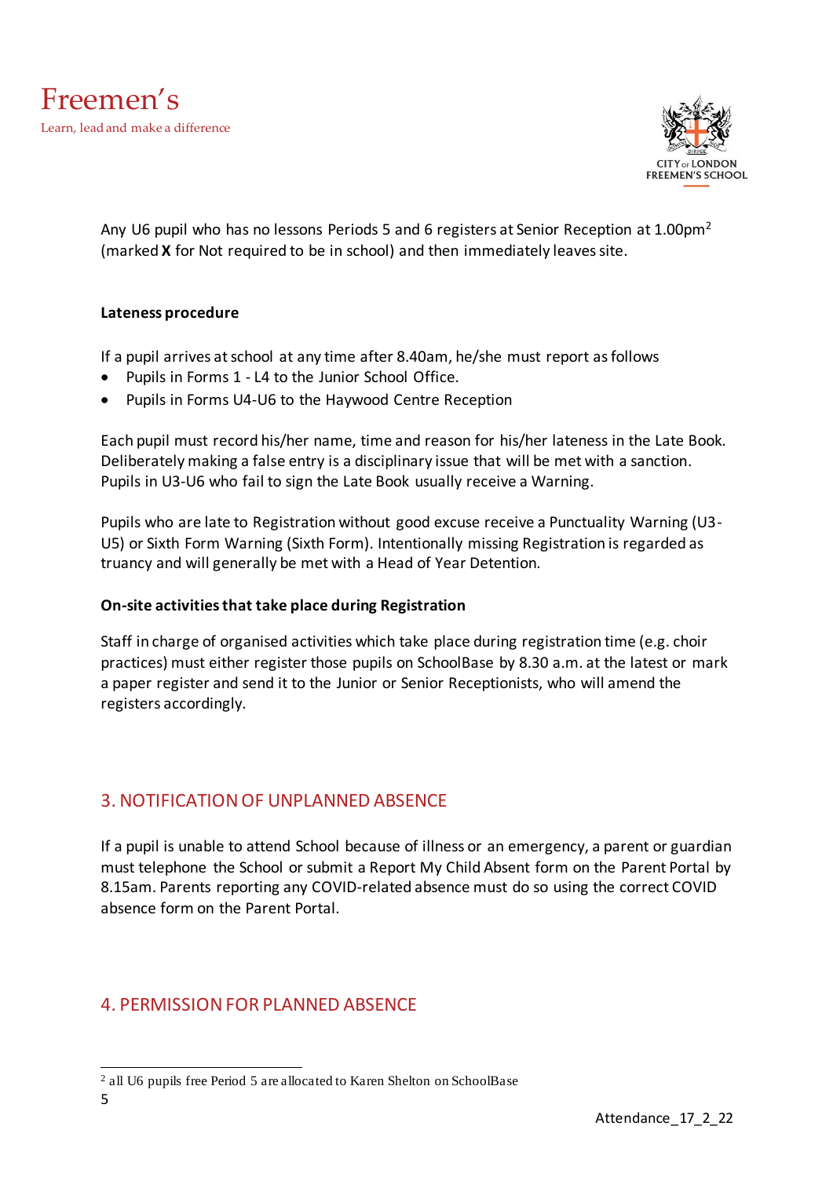Any U6 pupil who has no lessons Periods 5 and 6 registers at Senior Reception at 1.00pm[2] (marked **X** for Not required to be in school) and then immediately leaves site.

**Lateness procedure**

If a pupil arrives at school at any time after 8.40am, he/she must report as follows

- Pupils in Forms 1 - L4 to the Junior School Office.
- Pupils in Forms U4-U6 to the Haywood Centre Reception

Each pupil must record his/her name, time and reason for his/her lateness in the Late Book. Deliberately making a false entry is a disciplinary issue that will be met with a sanction. Pupils in U3-U6 who fail to sign the Late Book usually receive a Warning.

Pupils who are late to Registration without good excuse receive a Punctuality Warning (U3-U5) or Sixth Form Warning (Sixth Form). Intentionally missing Registration is regarded as truancy and will generally be met with a Head of Year Detention.

**On-site activities that take place during Registration**

Staff in charge of organised activities which take place during registration time (e.g. choir practices) must either register those pupils on SchoolBase by 8.30 a.m. at the latest or mark a paper register and send it to the Junior or Senior Receptionists, who will amend the registers accordingly.

## 3. NOTIFICATION OF UNPLANNED ABSENCE

If a pupil is unable to attend School because of illness or an emergency, a parent or guardian must telephone the School or submit a Report My Child Absent form on the Parent Portal by 8.15am. Parents reporting any COVID-related absence must do so using the correct COVID absence form on the Parent Portal.

## 4. PERMISSION FOR PLANNED ABSENCE

[2] all U6 pupils free Period 5 are allocated to Karen Shelton on SchoolBase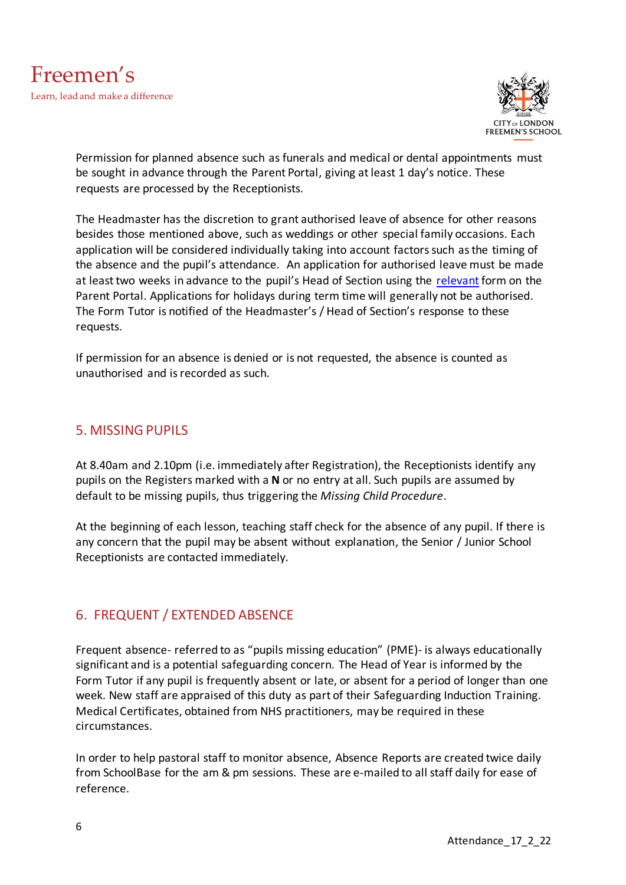Permission for planned absence such as funerals and medical or dental appointments must be sought in advance through the Parent Portal, giving at least 1 day's notice. These requests are processed by the Receptionists.

The Headmaster has the discretion to grant authorised leave of absence for other reasons besides those mentioned above, such as weddings or other special family occasions. Each application will be considered individually taking into account factors such as the timing of the absence and the pupil's attendance. An application for authorised leave must be made at least two weeks in advance to the pupil's Head of Section using the relevant form on the Parent Portal. Applications for holidays during term time will generally not be authorised. The Form Tutor is notified of the Headmaster's / Head of Section's response to these requests.

If permission for an absence is denied or is not requested, the absence is counted as unauthorised and is recorded as such.

## 5. MISSING PUPILS

At 8.40am and 2.10pm (i.e. immediately after Registration), the Receptionists identify any pupils on the Registers marked with a **N** or no entry at all. Such pupils are assumed by default to be missing pupils, thus triggering the *Missing Child Procedure*.

At the beginning of each lesson, teaching staff check for the absence of any pupil. If there is any concern that the pupil may be absent without explanation, the Senior / Junior School Receptionists are contacted immediately.

## 6. FREQUENT / EXTENDED ABSENCE

Frequent absence- referred to as "pupils missing education" (PME)- is always educationally significant and is a potential safeguarding concern. The Head of Year is informed by the Form Tutor if any pupil is frequently absent or late, or absent for a period of longer than one week. New staff are appraised of this duty as part of their Safeguarding Induction Training. Medical Certificates, obtained from NHS practitioners, may be required in these circumstances.

In order to help pastoral staff to monitor absence, Absence Reports are created twice daily from SchoolBase for the am & pm sessions. These are e-mailed to all staff daily for ease of reference.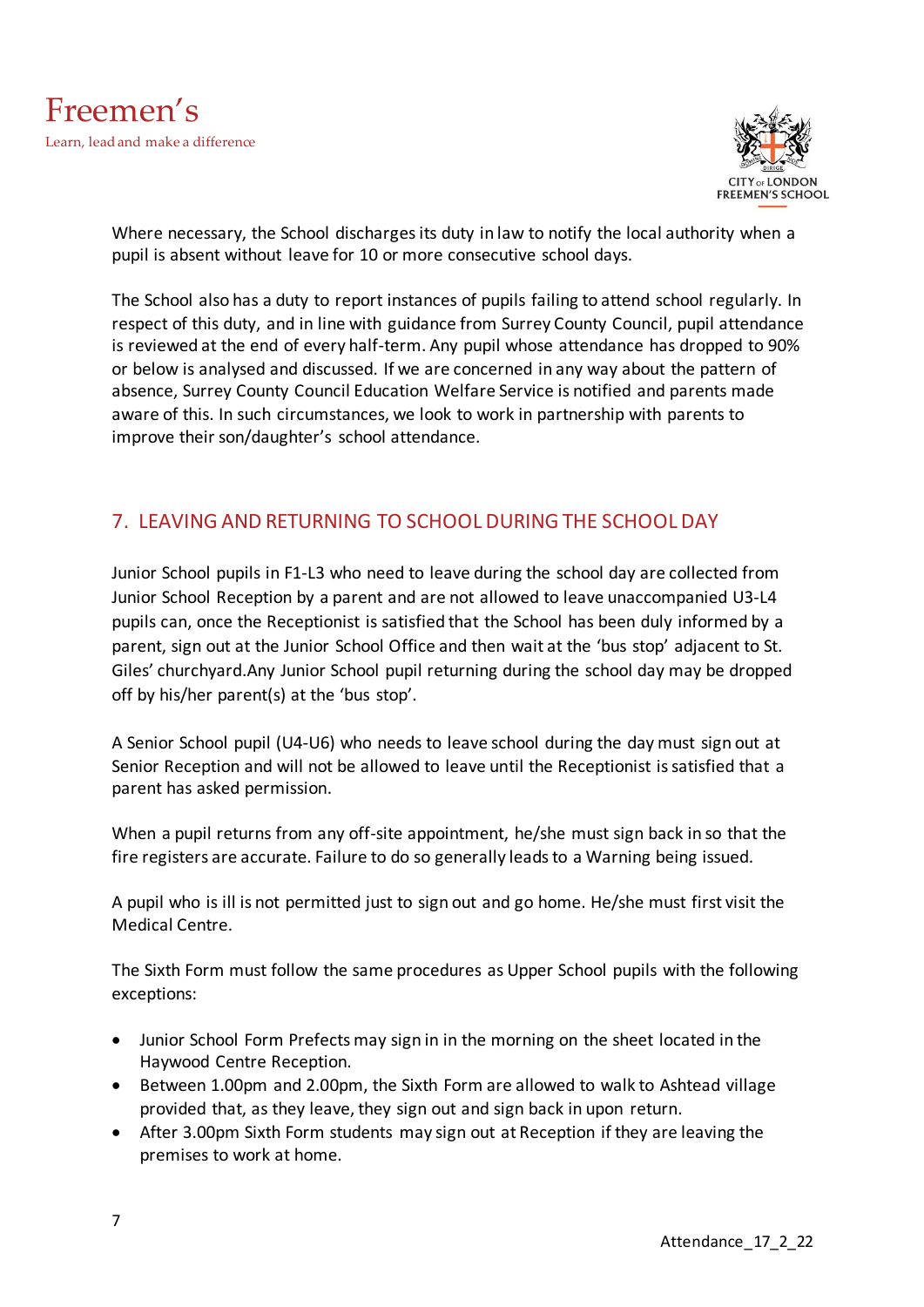Where necessary, the School discharges its duty in law to notify the local authority when a pupil is absent without leave for 10 or more consecutive school days.

The School also has a duty to report instances of pupils failing to attend school regularly. In respect of this duty, and in line with guidance from Surrey County Council, pupil attendance is reviewed at the end of every half-term. Any pupil whose attendance has dropped to 90% or below is analysed and discussed. If we are concerned in any way about the pattern of absence, Surrey County Council Education Welfare Service is notified and parents made aware of this. In such circumstances, we look to work in partnership with parents to improve their son/daughter's school attendance.

## 7. LEAVING AND RETURNING TO SCHOOL DURING THE SCHOOL DAY

Junior School pupils in F1-L3 who need to leave during the school day are collected from Junior School Reception by a parent and are not allowed to leave unaccompanied U3-L4 pupils can, once the Receptionist is satisfied that the School has been duly informed by a parent, sign out at the Junior School Office and then wait at the 'bus stop' adjacent to St. Giles' churchyard.Any Junior School pupil returning during the school day may be dropped off by his/her parent(s) at the 'bus stop'.

A Senior School pupil (U4-U6) who needs to leave school during the day must sign out at Senior Reception and will not be allowed to leave until the Receptionist is satisfied that a parent has asked permission.

When a pupil returns from any off-site appointment, he/she must sign back in so that the fire registers are accurate. Failure to do so generally leads to a Warning being issued.

A pupil who is ill is not permitted just to sign out and go home. He/she must first visit the Medical Centre.

The Sixth Form must follow the same procedures as Upper School pupils with the following exceptions:

- Junior School Form Prefects may sign in in the morning on the sheet located in the Haywood Centre Reception.
- Between 1.00pm and 2.00pm, the Sixth Form are allowed to walk to Ashtead village provided that, as they leave, they sign out and sign back in upon return.
- After 3.00pm Sixth Form students may sign out at Reception if they are leaving the premises to work at home.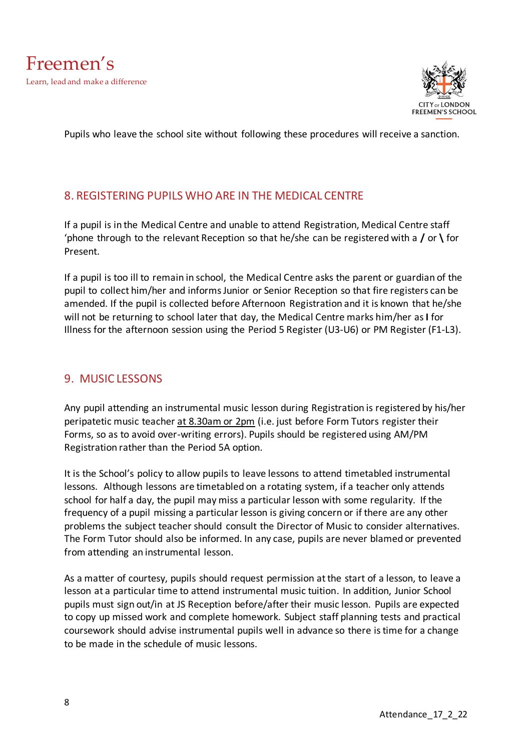Pupils who leave the school site without following these procedures will receive a sanction.

## 8. REGISTERING PUPILS WHO ARE IN THE MEDICAL CENTRE

If a pupil is in the Medical Centre and unable to attend Registration, Medical Centre staff 'phone through to the relevant Reception so that he/she can be registered with a **/** or **\** for Present.

If a pupil is too ill to remain in school, the Medical Centre asks the parent or guardian of the pupil to collect him/her and informs Junior or Senior Reception so that fire registers can be amended. If the pupil is collected before Afternoon Registration and it is known that he/she will not be returning to school later that day, the Medical Centre marks him/her as **I** for Illness for the afternoon session using the Period 5 Register (U3-U6) or PM Register (F1-L3).

## 9. MUSIC LESSONS

Any pupil attending an instrumental music lesson during Registration is registered by his/her peripatetic music teacher <u>at 8.30am or 2pm</u> (i.e. just before Form Tutors register their Forms, so as to avoid over-writing errors). Pupils should be registered using AM/PM Registration rather than the Period 5A option.

It is the School's policy to allow pupils to leave lessons to attend timetabled instrumental lessons. Although lessons are timetabled on a rotating system, if a teacher only attends school for half a day, the pupil may miss a particular lesson with some regularity. If the frequency of a pupil missing a particular lesson is giving concern or if there are any other problems the subject teacher should consult the Director of Music to consider alternatives. The Form Tutor should also be informed. In any case, pupils are never blamed or prevented from attending an instrumental lesson.

As a matter of courtesy, pupils should request permission at the start of a lesson, to leave a lesson at a particular time to attend instrumental music tuition. In addition, Junior School pupils must sign out/in at JS Reception before/after their music lesson. Pupils are expected to copy up missed work and complete homework. Subject staff planning tests and practical coursework should advise instrumental pupils well in advance so there is time for a change to be made in the schedule of music lessons.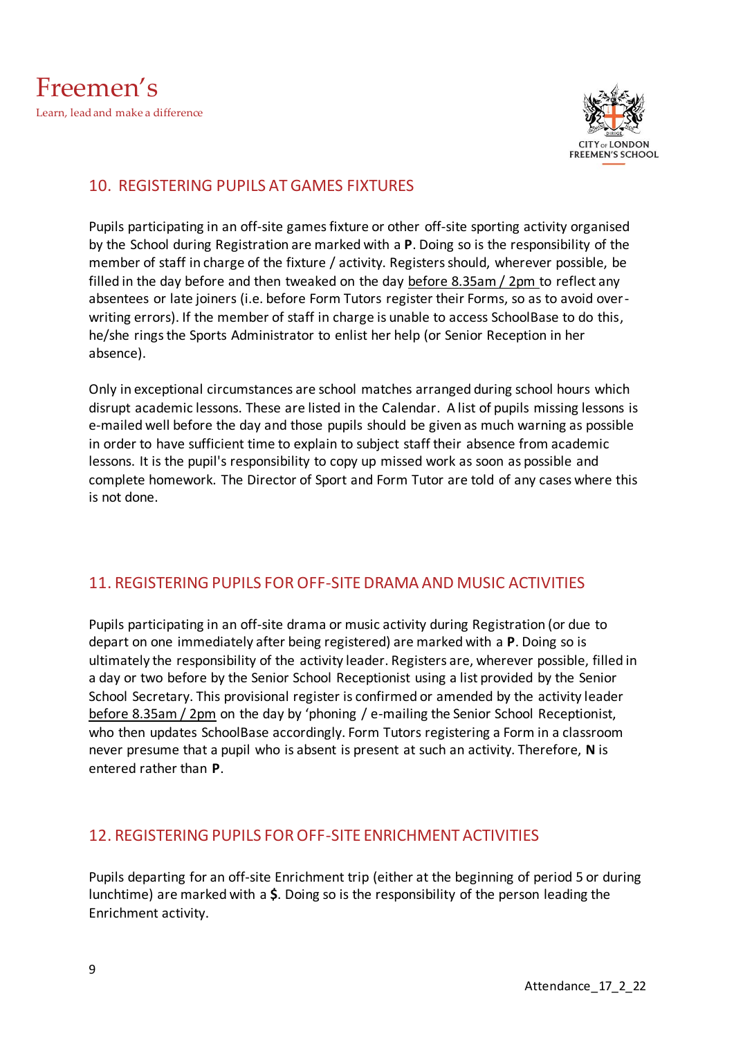## 10. REGISTERING PUPILS AT GAMES FIXTURES

Pupils participating in an off-site games fixture or other off-site sporting activity organised by the School during Registration are marked with a **P**. Doing so is the responsibility of the member of staff in charge of the fixture / activity. Registers should, wherever possible, be filled in the day before and then tweaked on the day before 8.35am / 2pm to reflect any absentees or late joiners (i.e. before Form Tutors register their Forms, so as to avoid over-writing errors). If the member of staff in charge is unable to access SchoolBase to do this, he/she rings the Sports Administrator to enlist her help (or Senior Reception in her absence).

Only in exceptional circumstances are school matches arranged during school hours which disrupt academic lessons. These are listed in the Calendar. A list of pupils missing lessons is e-mailed well before the day and those pupils should be given as much warning as possible in order to have sufficient time to explain to subject staff their absence from academic lessons. It is the pupil's responsibility to copy up missed work as soon as possible and complete homework. The Director of Sport and Form Tutor are told of any cases where this is not done.

## 11. REGISTERING PUPILS FOR OFF-SITE DRAMA AND MUSIC ACTIVITIES

Pupils participating in an off-site drama or music activity during Registration (or due to depart on one immediately after being registered) are marked with a **P**. Doing so is ultimately the responsibility of the activity leader. Registers are, wherever possible, filled in a day or two before by the Senior School Receptionist using a list provided by the Senior School Secretary. This provisional register is confirmed or amended by the activity leader before 8.35am / 2pm on the day by 'phoning / e-mailing the Senior School Receptionist, who then updates SchoolBase accordingly. Form Tutors registering a Form in a classroom never presume that a pupil who is absent is present at such an activity. Therefore, **N** is entered rather than **P**.

## 12. REGISTERING PUPILS FOR OFF-SITE ENRICHMENT ACTIVITIES

Pupils departing for an off-site Enrichment trip (either at the beginning of period 5 or during lunchtime) are marked with a **$**. Doing so is the responsibility of the person leading the Enrichment activity.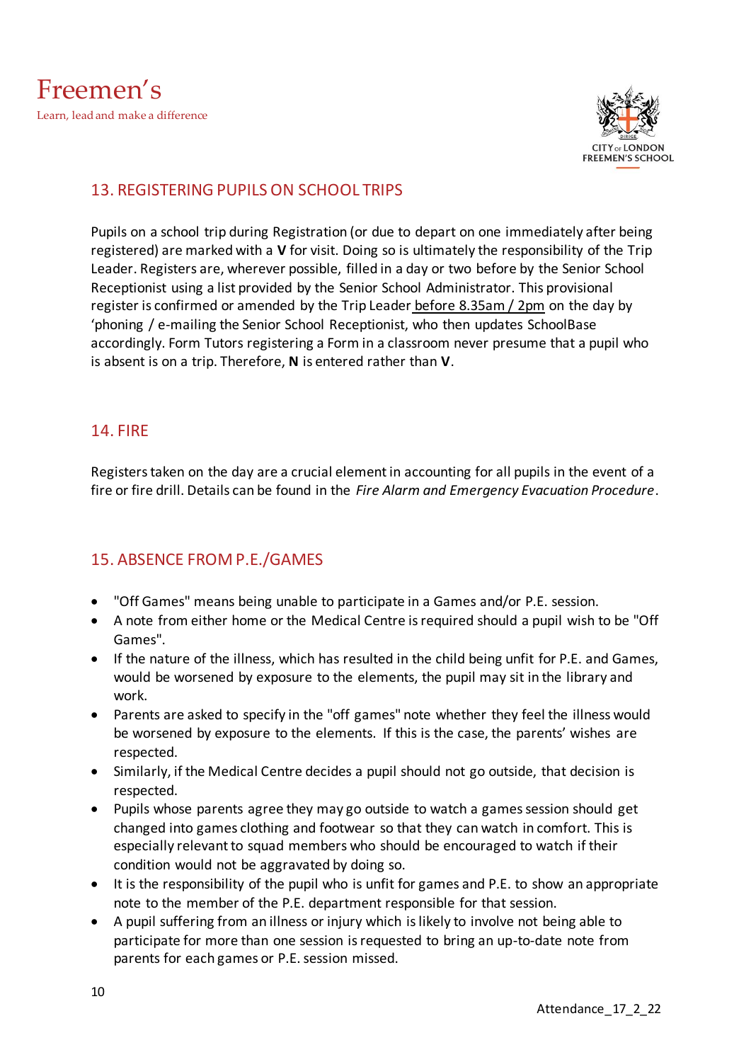## 13. REGISTERING PUPILS ON SCHOOL TRIPS

Pupils on a school trip during Registration (or due to depart on one immediately after being registered) are marked with a **V** for visit. Doing so is ultimately the responsibility of the Trip Leader. Registers are, wherever possible, filled in a day or two before by the Senior School Receptionist using a list provided by the Senior School Administrator. This provisional register is confirmed or amended by the Trip Leader before 8.35am / 2pm on the day by 'phoning / e-mailing the Senior School Receptionist, who then updates SchoolBase accordingly. Form Tutors registering a Form in a classroom never presume that a pupil who is absent is on a trip. Therefore, **N** is entered rather than **V**.

## 14. FIRE

Registers taken on the day are a crucial element in accounting for all pupils in the event of a fire or fire drill. Details can be found in the *Fire Alarm and Emergency Evacuation Procedure*.

## 15. ABSENCE FROM P.E./GAMES

- "Off Games" means being unable to participate in a Games and/or P.E. session.
- A note from either home or the Medical Centre is required should a pupil wish to be "Off Games".
- If the nature of the illness, which has resulted in the child being unfit for P.E. and Games, would be worsened by exposure to the elements, the pupil may sit in the library and work.
- Parents are asked to specify in the "off games" note whether they feel the illness would be worsened by exposure to the elements. If this is the case, the parents' wishes are respected.
- Similarly, if the Medical Centre decides a pupil should not go outside, that decision is respected.
- Pupils whose parents agree they may go outside to watch a games session should get changed into games clothing and footwear so that they can watch in comfort. This is especially relevant to squad members who should be encouraged to watch if their condition would not be aggravated by doing so.
- It is the responsibility of the pupil who is unfit for games and P.E. to show an appropriate note to the member of the P.E. department responsible for that session.
- A pupil suffering from an illness or injury which is likely to involve not being able to participate for more than one session is requested to bring an up-to-date note from parents for each games or P.E. session missed.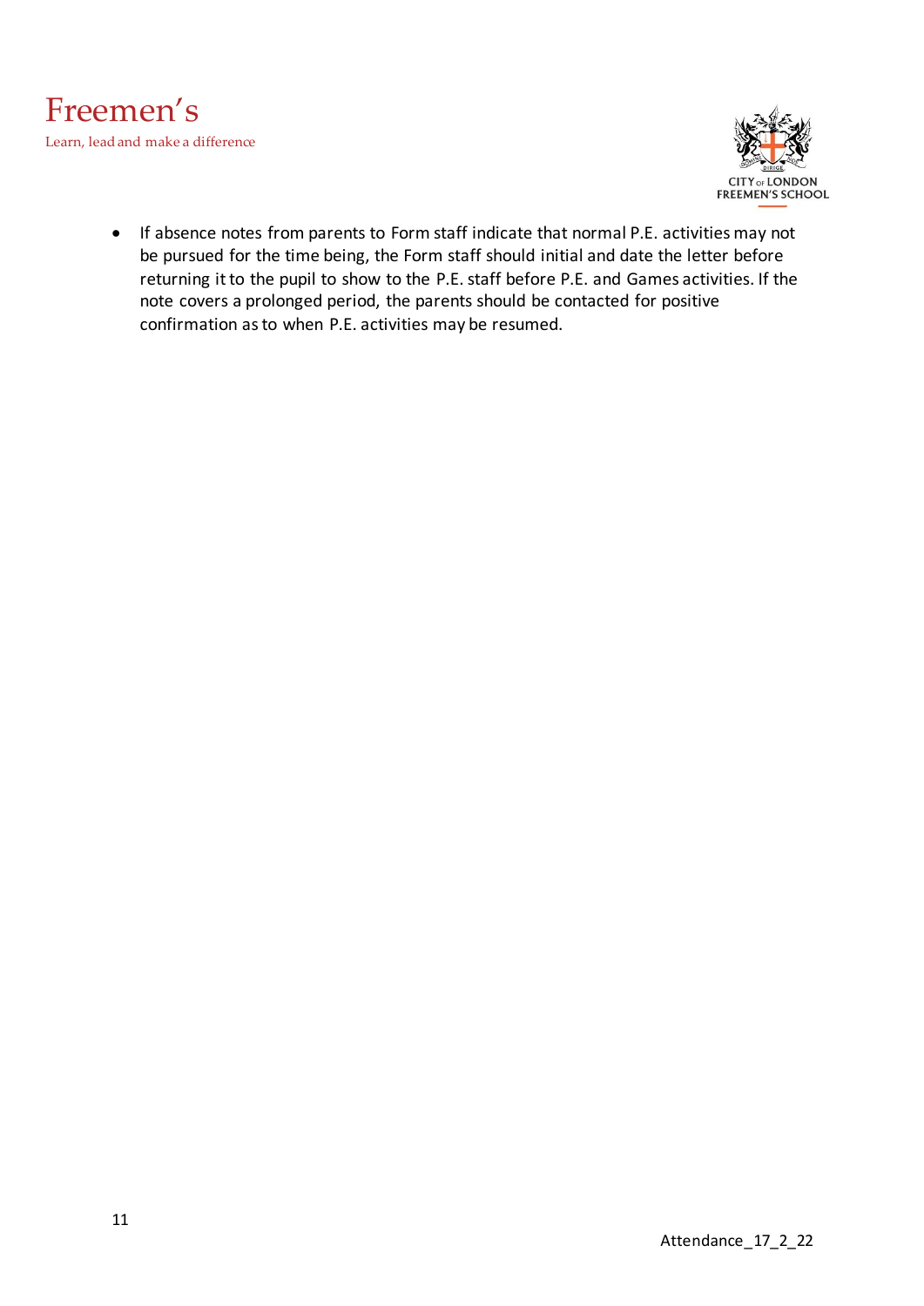- If absence notes from parents to Form staff indicate that normal P.E. activities may not be pursued for the time being, the Form staff should initial and date the letter before returning it to the pupil to show to the P.E. staff before P.E. and Games activities. If the note covers a prolonged period, the parents should be contacted for positive confirmation as to when P.E. activities may be resumed.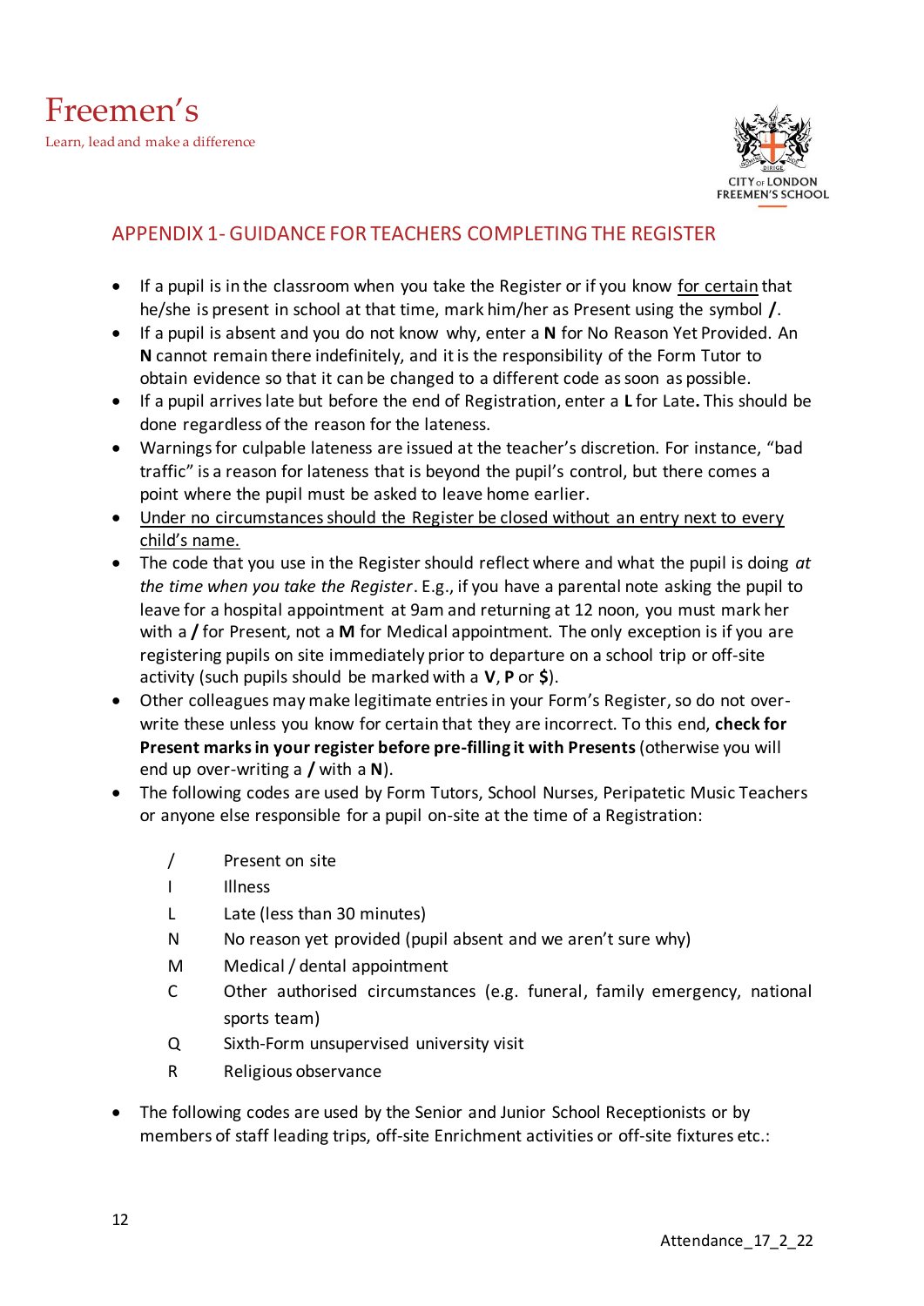Freemen's
Learn, lead and make a difference

CITY OF LONDON FREEMEN'S SCHOOL

## APPENDIX 1- GUIDANCE FOR TEACHERS COMPLETING THE REGISTER

- If a pupil is in the classroom when you take the Register or if you know <u>for certain</u> that he/she is present in school at that time, mark him/her as Present using the symbol **/**.
- If a pupil is absent and you do not know why, enter a **N** for No Reason Yet Provided. An **N** cannot remain there indefinitely, and it is the responsibility of the Form Tutor to obtain evidence so that it can be changed to a different code as soon as possible.
- If a pupil arrives late but before the end of Registration, enter a **L** for Late**.** This should be done regardless of the reason for the lateness.
- Warnings for culpable lateness are issued at the teacher's discretion. For instance, "bad traffic" is a reason for lateness that is beyond the pupil's control, but there comes a point where the pupil must be asked to leave home earlier.
- <u>Under no circumstances should the Register be closed without an entry next to every child's name.</u>
- The code that you use in the Register should reflect where and what the pupil is doing *at the time when you take the Register*. E.g., if you have a parental note asking the pupil to leave for a hospital appointment at 9am and returning at 12 noon, you must mark her with a **/** for Present, not a **M** for Medical appointment. The only exception is if you are registering pupils on site immediately prior to departure on a school trip or off-site activity (such pupils should be marked with a **V**, **P** or **$**).
- Other colleagues may make legitimate entries in your Form's Register, so do not over-write these unless you know for certain that they are incorrect. To this end, **check for Present marks in your register before pre-filling it with Presents** (otherwise you will end up over-writing a **/** with a **N**).
- The following codes are used by Form Tutors, School Nurses, Peripatetic Music Teachers or anyone else responsible for a pupil on-site at the time of a Registration:

| | |
|---|---|
| / | Present on site |
| I | Illness |
| L | Late (less than 30 minutes) |
| N | No reason yet provided (pupil absent and we aren't sure why) |
| M | Medical / dental appointment |
| C | Other authorised circumstances (e.g. funeral, family emergency, national sports team) |
| Q | Sixth-Form unsupervised university visit |
| R | Religious observance |

- The following codes are used by the Senior and Junior School Receptionists or by members of staff leading trips, off-site Enrichment activities or off-site fixtures etc.: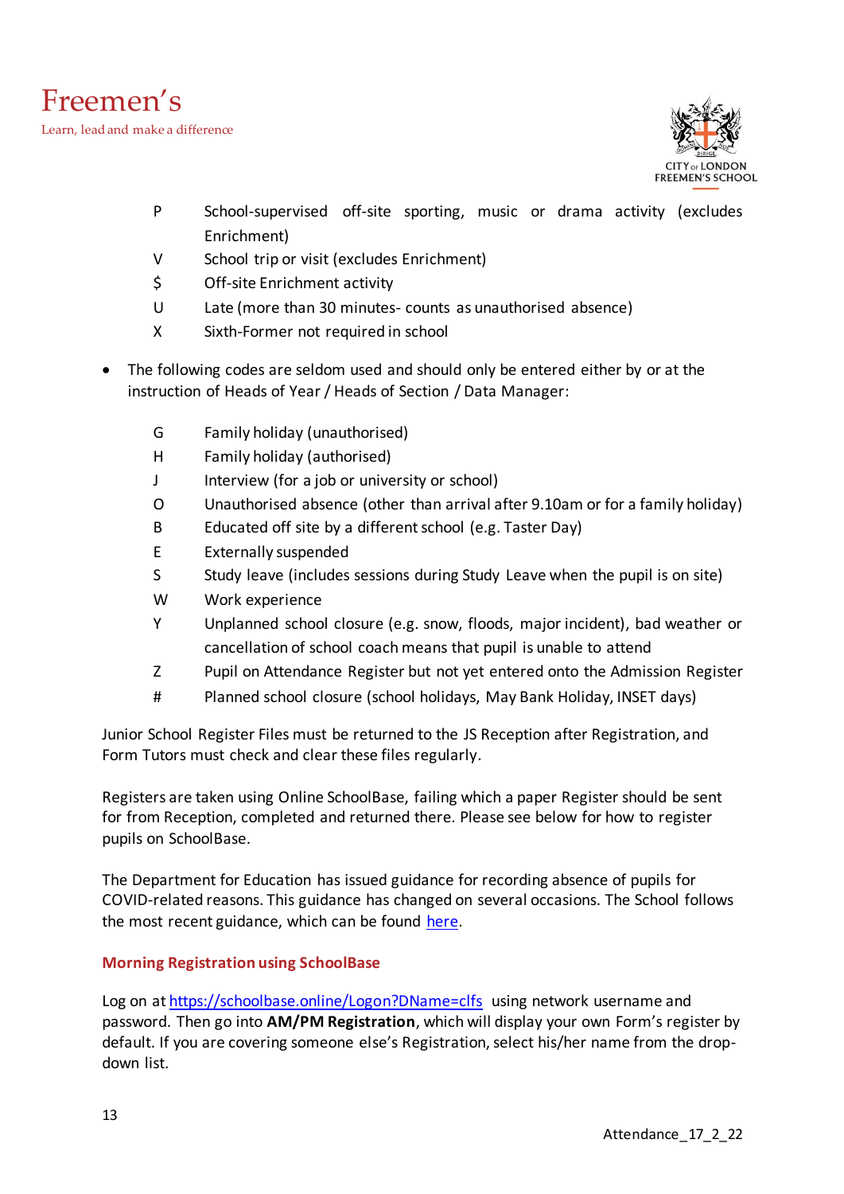P School-supervised off-site sporting, music or drama activity (excludes Enrichment)

V School trip or visit (excludes Enrichment)

$ Off-site Enrichment activity

U Late (more than 30 minutes- counts as unauthorised absence)

X Sixth-Former not required in school

- The following codes are seldom used and should only be entered either by or at the instruction of Heads of Year / Heads of Section / Data Manager:

G Family holiday (unauthorised)

H Family holiday (authorised)

J Interview (for a job or university or school)

O Unauthorised absence (other than arrival after 9.10am or for a family holiday)

B Educated off site by a different school (e.g. Taster Day)

E Externally suspended

S Study leave (includes sessions during Study Leave when the pupil is on site)

W Work experience

Y Unplanned school closure (e.g. snow, floods, major incident), bad weather or cancellation of school coach means that pupil is unable to attend

Z Pupil on Attendance Register but not yet entered onto the Admission Register

# Planned school closure (school holidays, May Bank Holiday, INSET days)

Junior School Register Files must be returned to the JS Reception after Registration, and Form Tutors must check and clear these files regularly.

Registers are taken using Online SchoolBase, failing which a paper Register should be sent for from Reception, completed and returned there. Please see below for how to register pupils on SchoolBase.

The Department for Education has issued guidance for recording absence of pupils for COVID-related reasons. This guidance has changed on several occasions. The School follows the most recent guidance, which can be found here.

## Morning Registration using SchoolBase

Log on at https://schoolbase.online/Logon?DName=clfs using network username and password. Then go into **AM/PM Registration**, which will display your own Form's register by default. If you are covering someone else's Registration, select his/her name from the drop-down list.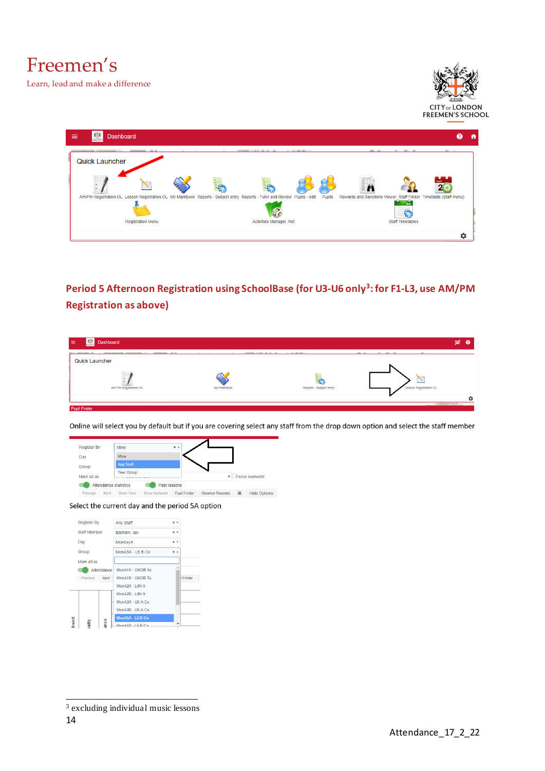## Period 5 Afternoon Registration using SchoolBase (for U3-U6 only[3]: for F1-L3, use AM/PM Registration as above)

Online will select you by default but if you are covering select any staff from the drop down option and select the staff member

Select the current day and the period 5A option

[3] excluding individual music lessons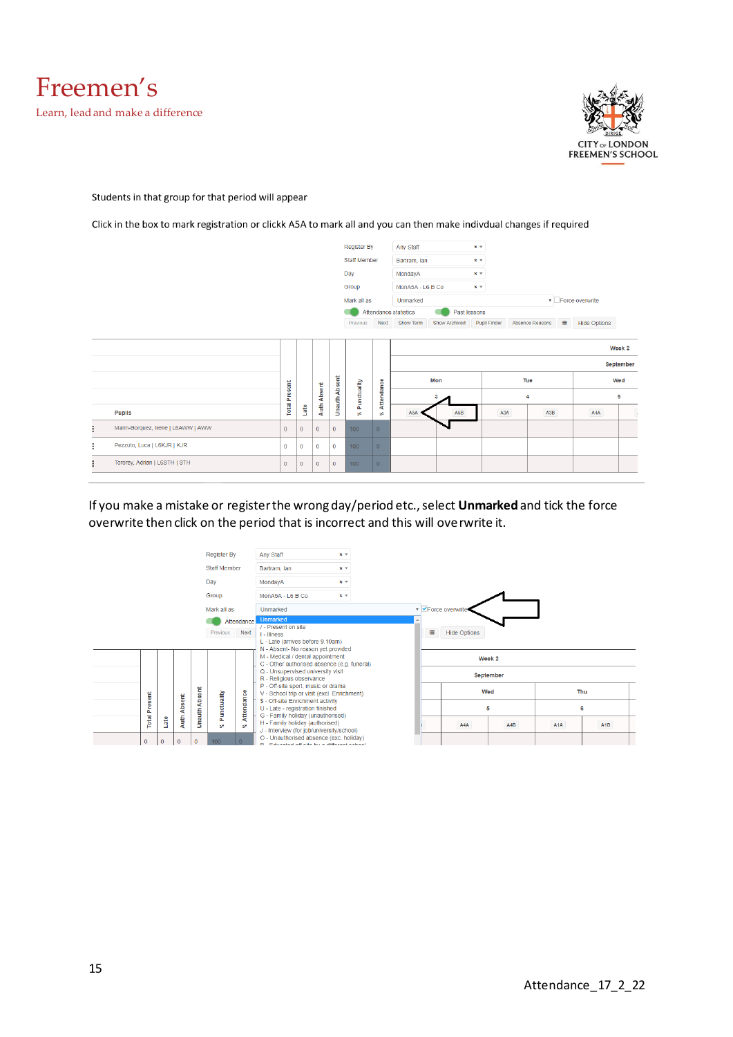Students in that group for that period will appear

Click in the box to mark registration or clickk A5A to mark all and you can then make indivdual changes if required

Register By: Any Staff
Staff Member: Bartram, Ian
Day: MondayA
Group: MonA5A - L6 B Co
Mark all as: Unmarked
Force overwrite
Attendance statistics
Past lessons
Previous | Next | Show Term | Show Archived | Pupil Finder | Absence Reasons | Hide Options

| Pupils | Total Present | Late | Auth Absent | Unauth Absent | % Punctuality | % Attendance | Mon 3 A5A | Mon 3 A5B | Tue 4 A3A | Tue 4 A3B | Wed 5 A4A |
|---|---|---|---|---|---|---|---|---|---|---|---|
| Marin-Borquez, Irene \| L6AWW \| AWW | 0 | 0 | 0 | 0 | 100 | 0 | | | | | |
| Pezzuto, Luca \| L6KJR \| KJR | 0 | 0 | 0 | 0 | 100 | 0 | | | | | |
| Tororey, Adrian \| L6STH \| STH | 0 | 0 | 0 | 0 | 100 | 0 | | | | | |

Week 2, September

If you make a mistake or register the wrong day/period etc., select **Unmarked** and tick the force overwrite then click on the period that is incorrect and this will overwrite it.

Register By: Any Staff
Staff Member: Bartram, Ian
Day: MondayA
Group: MonA5A - L6 B Co
Mark all as: Unmarked
Force overwrite

- Unmarked
- / - Present on site
- I - Illness
- L - Late (arrives before 9.10am)
- N - Absent- No reason yet provided
- M - Medical / dental appointment
- C - Other authorised absence (e.g. funeral)
- Q - Unsupervised university visit
- R - Religious observance
- P - Off-site sport, music or drama
- V - School trip or visit (excl. Enrichment)
- S - Off-site Enrichment activity
- U - Late - registration finished
- G - Family holiday (unauthorised)
- H - Family holiday (authorised)
- J - Interview (for job/university/school)
- O - Unauthorised absence (exc. holiday)

Week 2, September: Wed 5 (A4A, A4B), Thu 6 (A1A, A1B)

Attendance_17_2_22